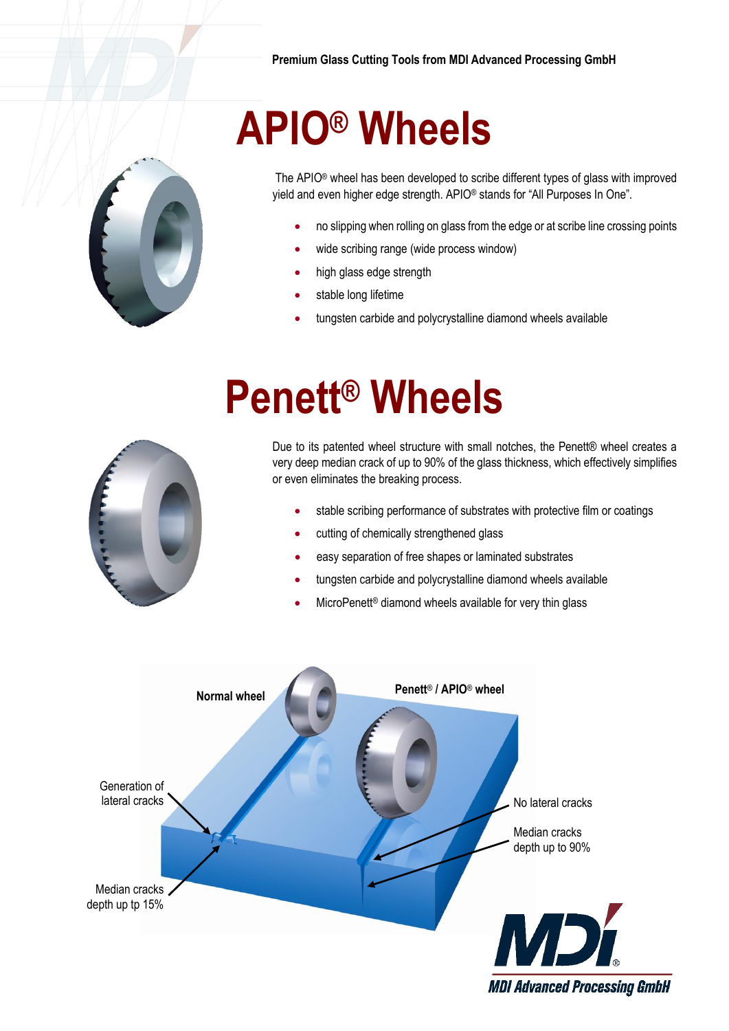Premium Glass Cutting Tools from MDI Advanced Processing GmbH

# APIO® Wheels

The APIO® wheel has been developed to scribe different types of glass with improved yield and even higher edge strength. APIO® stands for "All Purposes In One".

- no slipping when rolling on glass from the edge or at scribe line crossing points
- wide scribing range (wide process window)
- high glass edge strength
- stable long lifetime
- tungsten carbide and polycrystalline diamond wheels available

# Penett® Wheels

Due to its patented wheel structure with small notches, the Penett® wheel creates a very deep median crack of up to 90% of the glass thickness, which effectively simplifies or even eliminates the breaking process.

- stable scribing performance of substrates with protective film or coatings
- cutting of chemically strengthened glass
- easy separation of free shapes or laminated substrates
- tungsten carbide and polycrystalline diamond wheels available
- MicroPenett® diamond wheels available for very thin glass

**Normal wheel**

**Penett® / APIO® wheel**

Generation of lateral cracks

Median cracks depth up tp 15%

No lateral cracks

Median cracks depth up to 90%

MDI Advanced Processing GmbH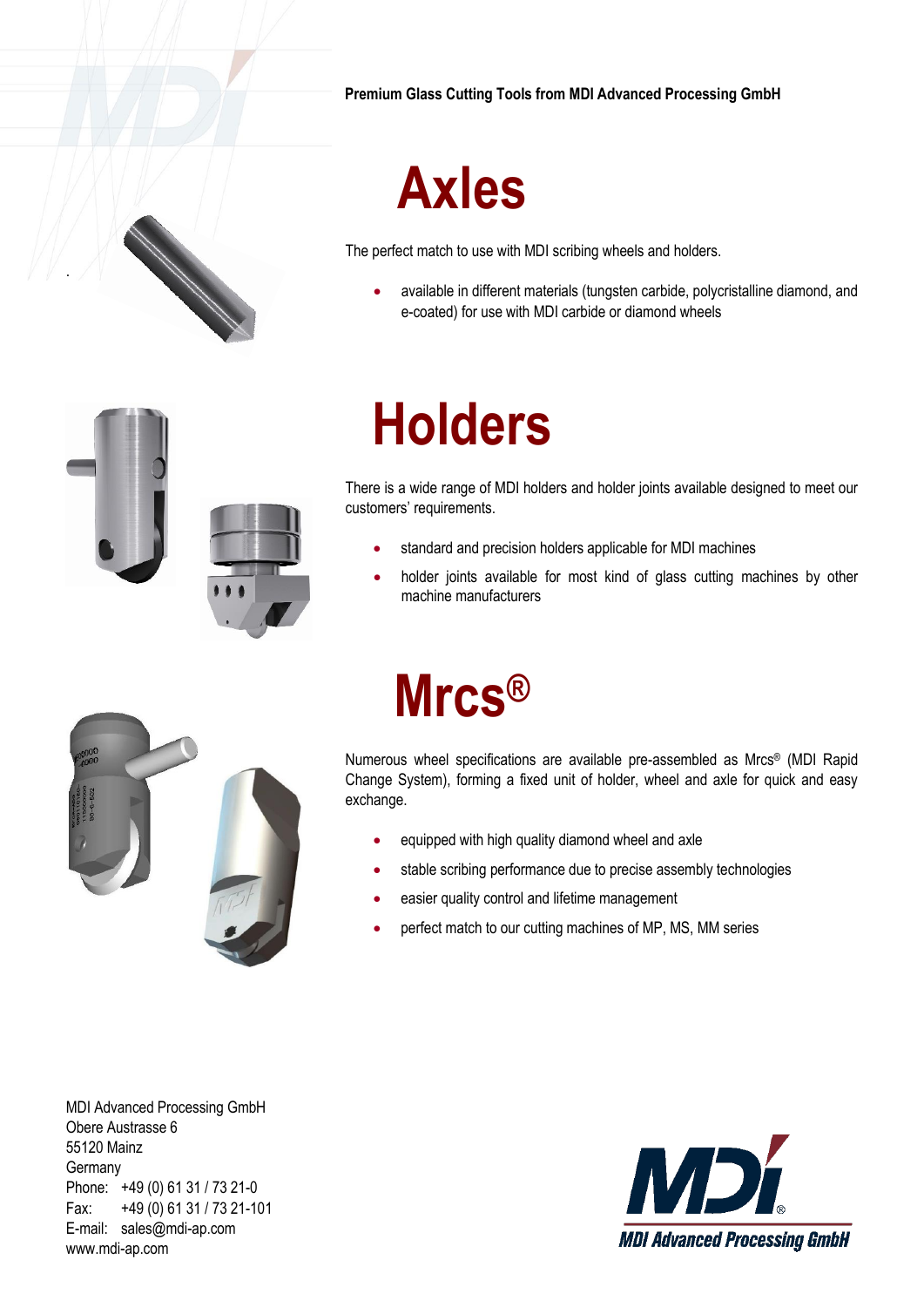**Premium Glass Cutting Tools from MDI Advanced Processing GmbH**

# Axles

The perfect match to use with MDI scribing wheels and holders.

- available in different materials (tungsten carbide, polycristalline diamond, and e-coated) for use with MDI carbide or diamond wheels

# Holders

There is a wide range of MDI holders and holder joints available designed to meet our customers' requirements.

- standard and precision holders applicable for MDI machines
- holder joints available for most kind of glass cutting machines by other machine manufacturers

# Mrcs®

Numerous wheel specifications are available pre-assembled as Mrcs® (MDI Rapid Change System), forming a fixed unit of holder, wheel and axle for quick and easy exchange.

- equipped with high quality diamond wheel and axle
- stable scribing performance due to precise assembly technologies
- easier quality control and lifetime management
- perfect match to our cutting machines of MP, MS, MM series

MDI Advanced Processing GmbH
Obere Austrasse 6
55120 Mainz
Germany
Phone: +49 (0) 61 31 / 73 21-0
Fax: +49 (0) 61 31 / 73 21-101
E-mail: sales@mdi-ap.com
www.mdi-ap.com

MDI Advanced Processing GmbH